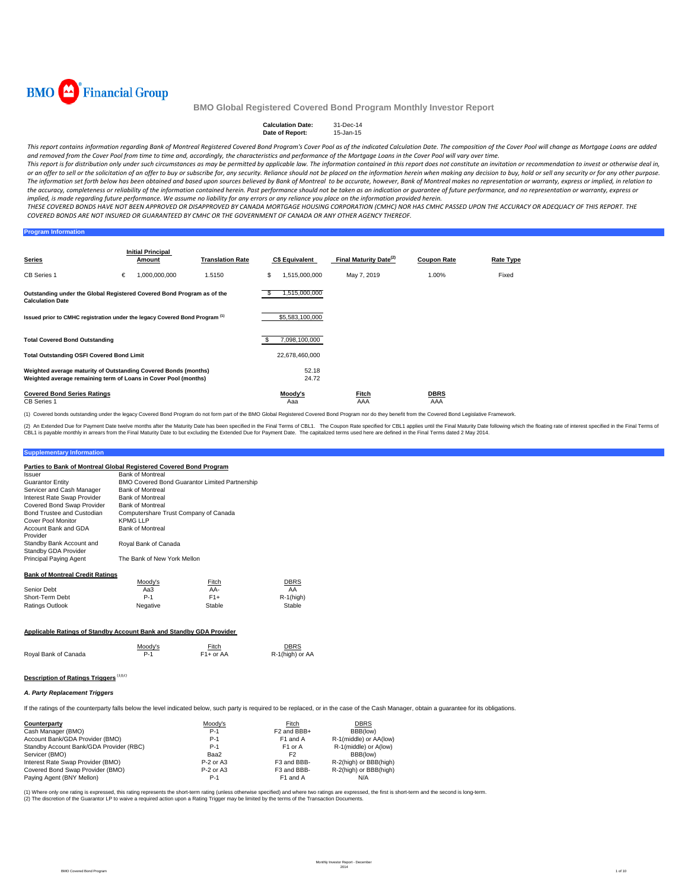BMO Financial Group

# BMO Global Registered Covered Bond Program Monthly Investor Report

| | |
|---|---|
| **Calculation Date:** | 31-Dec-14 |
| **Date of Report:** | 15-Jan-15 |

*This report contains information regarding Bank of Montreal Registered Covered Bond Program's Cover Pool as of the indicated Calculation Date. The composition of the Cover Pool will change as Mortgage Loans are added and removed from the Cover Pool from time to time and, accordingly, the characteristics and performance of the Mortgage Loans in the Cover Pool will vary over time.*

*This report is for distribution only under such circumstances as may be permitted by applicable law. The information contained in this report does not constitute an invitation or recommendation to invest or otherwise deal in, or an offer to sell or the solicitation of an offer to buy or subscribe for, any security. Reliance should not be placed on the information herein when making any decision to buy, hold or sell any security or for any other purpose. The information set forth below has been obtained and based upon sources believed by Bank of Montreal to be accurate, however, Bank of Montreal makes no representation or warranty, express or implied, in relation to the accuracy, completeness or reliability of the information contained herein. Past performance should not be taken as an indication or guarantee of future performance, and no representation or warranty, express or implied, is made regarding future performance. We assume no liability for any errors or any reliance you place on the information provided herein.*

*THESE COVERED BONDS HAVE NOT BEEN APPROVED OR DISAPPROVED BY CANADA MORTGAGE HOUSING CORPORATION (CMHC) NOR HAS CMHC PASSED UPON THE ACCURACY OR ADEQUACY OF THIS REPORT. THE COVERED BONDS ARE NOT INSURED OR GUARANTEED BY CMHC OR THE GOVERNMENT OF CANADA OR ANY OTHER AGENCY THEREOF.*

## Program Information

| Series | Initial Principal Amount | Translation Rate | C$ Equivalent | Final Maturity Date[(2)] | Coupon Rate | Rate Type |
|---|---|---|---|---|---|---|
| CB Series 1 | € 1,000,000,000 | 1.5150 | $ 1,515,000,000 | May 7, 2019 | 1.00% | Fixed |

| | |
|---|---|
| **Outstanding under the Global Registered Covered Bond Program as of the Calculation Date** | $ 1,515,000,000 |
| **Issued prior to CMHC registration under the legacy Covered Bond Program [(1)]** | $5,583,100,000 |
| **Total Covered Bond Outstanding** | $ 7,098,100,000 |
| **Total Outstanding OSFI Covered Bond Limit** | 22,678,460,000 |
| **Weighted average maturity of Outstanding Covered Bonds (months)** | 52.18 |
| **Weighted average remaining term of Loans in Cover Pool (months)** | 24.72 |

| Covered Bond Series Ratings | Moody's | Fitch | DBRS |
|---|---|---|---|
| CB Series 1 | Aaa | AAA | AAA |

(1) Covered bonds outstanding under the legacy Covered Bond Program do not form part of the BMO Global Registered Covered Bond Program nor do they benefit from the Covered Bond Legislative Framework.

(2) An Extended Due for Payment Date twelve months after the Maturity Date has been specified in the Final Terms of CBL1. The Coupon Rate specified for CBL1 applies until the Final Maturity Date following which the floating rate of interest specified in the Final Terms of CBL1 is payable monthly in arrears from the Final Maturity Date to but excluding the Extended Due for Payment Date. The capitalized terms used here are defined in the Final Terms dated 2 May 2014.

## Supplementary Information

### Parties to Bank of Montreal Global Registered Covered Bond Program

| | |
|---|---|
| Issuer | Bank of Montreal |
| Guarantor Entity | BMO Covered Bond Guarantor Limited Partnership |
| Servicer and Cash Manager | Bank of Montreal |
| Interest Rate Swap Provider | Bank of Montreal |
| Covered Bond Swap Provider | Bank of Montreal |
| Bond Trustee and Custodian | Computershare Trust Company of Canada |
| Cover Pool Monitor | KPMG LLP |
| Account Bank and GDA Provider | Bank of Montreal |
| Standby Bank Account and Standby GDA Provider | Royal Bank of Canada |
| Principal Paying Agent | The Bank of New York Mellon |

### Bank of Montreal Credit Ratings

| | Moody's | Fitch | DBRS |
|---|---|---|---|
| Senior Debt | Aa3 | AA- | AA |
| Short-Term Debt | P-1 | F1+ | R-1(high) |
| Ratings Outlook | Negative | Stable | Stable |

### Applicable Ratings of Standby Account Bank and Standby GDA Provider

| | Moody's | Fitch | DBRS |
|---|---|---|---|
| Royal Bank of Canada | P-1 | F1+ or AA | R-1(high) or AA |

### Description of Ratings Triggers [(1)(2)]

#### *A. Party Replacement Triggers*

If the ratings of the counterparty falls below the level indicated below, such party is required to be replaced, or in the case of the Cash Manager, obtain a guarantee for its obligations.

| Counterparty | Moody's | Fitch | DBRS |
|---|---|---|---|
| Cash Manager (BMO) | P-1 | F2 and BBB+ | BBB(low) |
| Account Bank/GDA Provider (BMO) | P-1 | F1 and A | R-1(middle) or AA(low) |
| Standby Account Bank/GDA Provider (RBC) | P-1 | F1 or A | R-1(middle) or A(low) |
| Servicer (BMO) | Baa2 | F2 | BBB(low) |
| Interest Rate Swap Provider (BMO) | P-2 or A3 | F3 and BBB- | R-2(high) or BBB(high) |
| Covered Bond Swap Provider (BMO) | P-2 or A3 | F3 and BBB- | R-2(high) or BBB(high) |
| Paying Agent (BNY Mellon) | P-1 | F1 and A | N/A |

(1) Where only one rating is expressed, this rating represents the short-term rating (unless otherwise specified) and where two ratings are expressed, the first is short-term and the second is long-term.
(2) The discretion of the Guarantor LP to waive a required action upon a Rating Trigger may be limited by the terms of the Transaction Documents.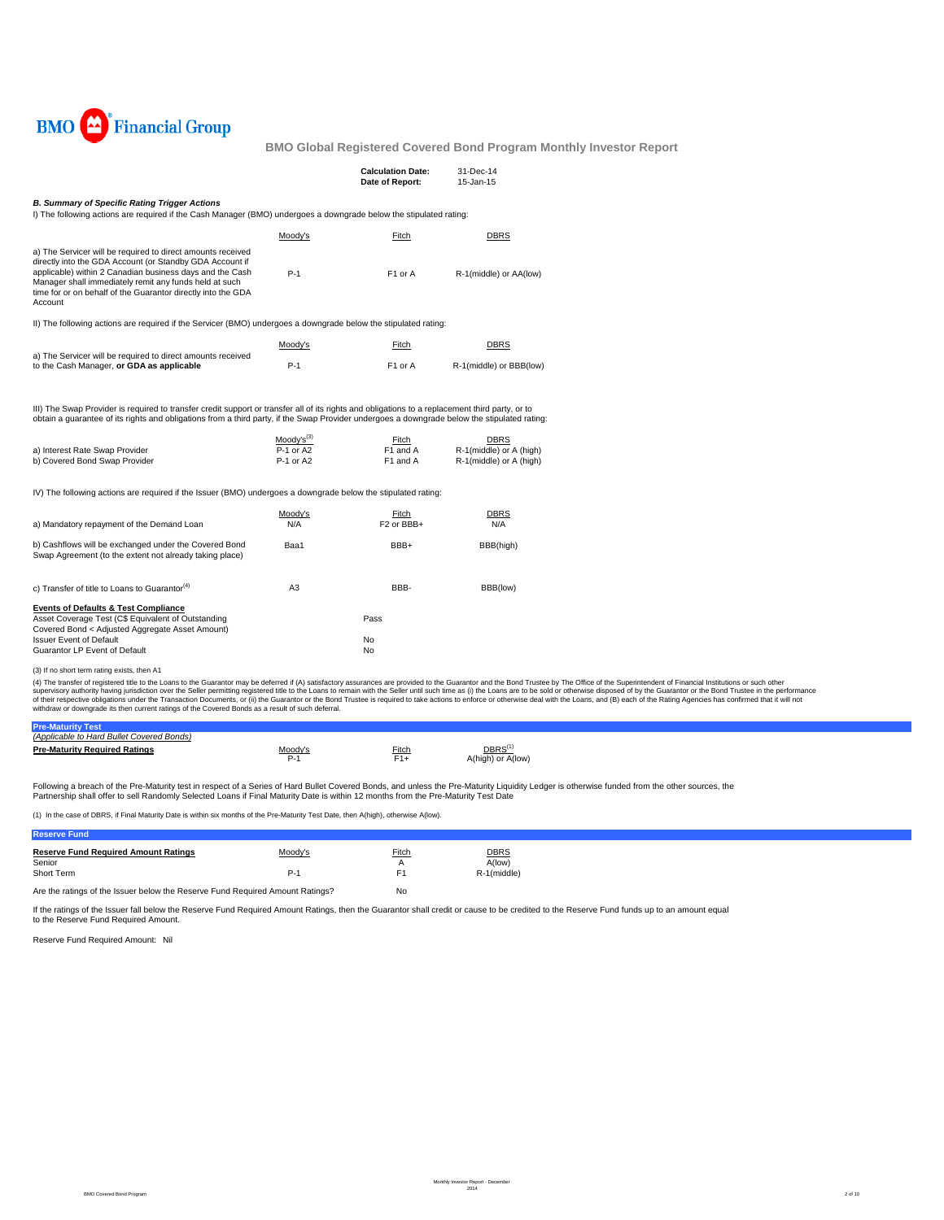**BMO Financial Group**

## BMO Global Registered Covered Bond Program Monthly Investor Report

| | |
|---|---|
| **Calculation Date:** | 31-Dec-14 |
| **Date of Report:** | 15-Jan-15 |

### *B. Summary of Specific Rating Trigger Actions*

I) The following actions are required if the Cash Manager (BMO) undergoes a downgrade below the stipulated rating:

| | Moody's | Fitch | DBRS |
|---|---|---|---|
| a) The Servicer will be required to direct amounts received directly into the GDA Account (or Standby GDA Account if applicable) within 2 Canadian business days and the Cash Manager shall immediately remit any funds held at such time for or on behalf of the Guarantor directly into the GDA Account | P-1 | F1 or A | R-1(middle) or AA(low) |

II) The following actions are required if the Servicer (BMO) undergoes a downgrade below the stipulated rating:

| | Moody's | Fitch | DBRS |
|---|---|---|---|
| a) The Servicer will be required to direct amounts received to the Cash Manager, **or GDA as applicable** | P-1 | F1 or A | R-1(middle) or BBB(low) |

III) The Swap Provider is required to transfer credit support or transfer all of its rights and obligations to a replacement third party, or to obtain a guarantee of its rights and obligations from a third party, if the Swap Provider undergoes a downgrade below the stipulated rating:

| | Moody's[(3)] | Fitch | DBRS |
|---|---|---|---|
| a) Interest Rate Swap Provider | P-1 or A2 | F1 and A | R-1(middle) or A (high) |
| b) Covered Bond Swap Provider | P-1 or A2 | F1 and A | R-1(middle) or A (high) |

IV) The following actions are required if the Issuer (BMO) undergoes a downgrade below the stipulated rating:

| | Moody's | Fitch | DBRS |
|---|---|---|---|
| a) Mandatory repayment of the Demand Loan | N/A | F2 or BBB+ | N/A |
| b) Cashflows will be exchanged under the Covered Bond Swap Agreement (to the extent not already taking place) | Baa1 | BBB+ | BBB(high) |
| c) Transfer of title to Loans to Guarantor[(4)] | A3 | BBB- | BBB(low) |

| **Events of Defaults & Test Compliance** | |
|---|---|
| Asset Coverage Test (C$ Equivalent of Outstanding Covered Bond < Adjusted Aggregate Asset Amount) | Pass |
| Issuer Event of Default | No |
| Guarantor LP Event of Default | No |

(3) If no short term rating exists, then A1

(4) The transfer of registered title to the Loans to the Guarantor may be deferred if (A) satisfactory assurances are provided to the Guarantor and the Bond Trustee by The Office of the Superintendent of Financial Institutions or such other supervisory authority having jurisdiction over the Seller permitting registered title to the Loans to remain with the Seller until such time as (i) the Loans are to be sold or otherwise disposed of by the Guarantor or the Bond Trustee in the performance of their respective obligations under the Transaction Documents, or (ii) the Guarantor or the Bond Trustee is required to take actions to enforce or otherwise deal with the Loans, and (B) each of the Rating Agencies has confirmed that it will not withdraw or downgrade its then current ratings of the Covered Bonds as a result of such deferral.

### Pre-Maturity Test

*(Applicable to Hard Bullet Covered Bonds)*

| **Pre-Maturity Required Ratings** | Moody's | Fitch | DBRS[(1)] |
|---|---|---|---|
| | P-1 | F1+ | A(high) or A(low) |

Following a breach of the Pre-Maturity test in respect of a Series of Hard Bullet Covered Bonds, and unless the Pre-Maturity Liquidity Ledger is otherwise funded from the other sources, the Partnership shall offer to sell Randomly Selected Loans if Final Maturity Date is within 12 months from the Pre-Maturity Test Date

(1) In the case of DBRS, if Final Maturity Date is within six months of the Pre-Maturity Test Date, then A(high), otherwise A(low).

### Reserve Fund

| **Reserve Fund Required Amount Ratings** | Moody's | Fitch | DBRS |
|---|---|---|---|
| Senior | | A | A(low) |
| Short Term | P-1 | F1 | R-1(middle) |

Are the ratings of the Issuer below the Reserve Fund Required Amount Ratings? No

If the ratings of the Issuer fall below the Reserve Fund Required Amount Ratings, then the Guarantor shall credit or cause to be credited to the Reserve Fund funds up to an amount equal to the Reserve Fund Required Amount.

Reserve Fund Required Amount: Nil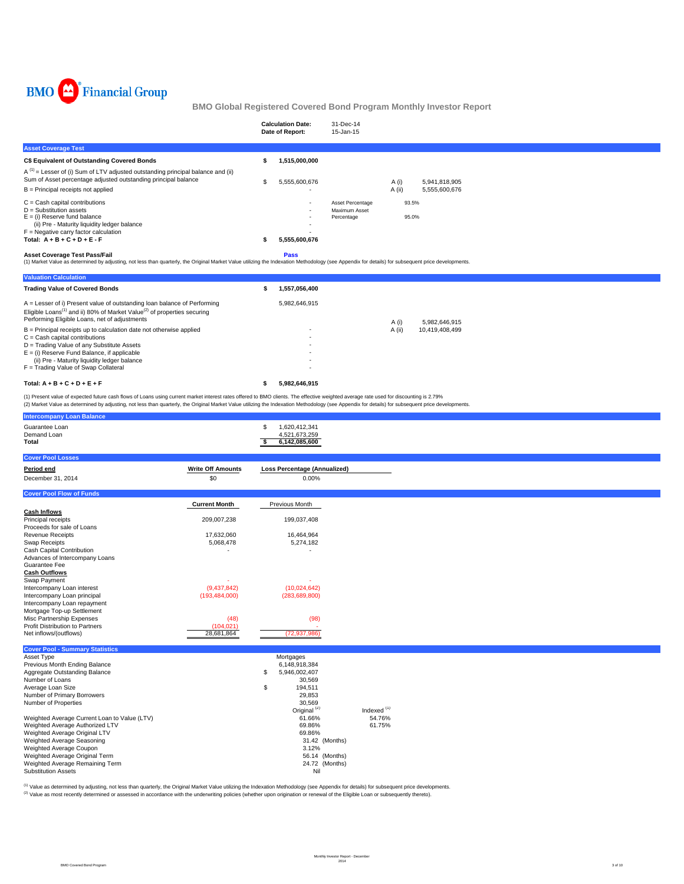# BMO Global Registered Covered Bond Program Monthly Investor Report

| | |
|---|---|
| **Calculation Date:** | 31-Dec-14 |
| **Date of Report:** | 15-Jan-15 |

## Asset Coverage Test

| | | | | |
|---|---|---|---|---|
| **C$ Equivalent of Outstanding Covered Bonds** | **$ 1,515,000,000** | | | |
| A [(1)] = Lesser of (i) Sum of LTV adjusted outstanding principal balance and (ii) Sum of Asset percentage adjusted outstanding principal balance | $ 5,555,600,676 | | A (i) | 5,941,818,905 |
| B = Principal receipts not applied | - | | A (ii) | 5,555,600,676 |
| C = Cash capital contributions | - | Asset Percentage | 93.5% | |
| D = Substitution assets | - | Maximum Asset | | |
| E = (i) Reserve fund balance | - | Percentage | 95.0% | |
| (ii) Pre - Maturity liquidity ledger balance | - | | | |
| F = Negative carry factor calculation | - | | | |
| **Total: A + B + C + D + E - F** | **$ 5,555,600,676** | | | |

**Asset Coverage Test Pass/Fail** **Pass**

(1) Market Value as determined by adjusting, not less than quarterly, the Original Market Value utilizing the Indexation Methodology (see Appendix for details) for subsequent price developments.

## Valuation Calculation

| | | | |
|---|---|---|---|
| **Trading Value of Covered Bonds** | **$ 1,557,056,400** | | |
| A = Lesser of i) Present value of outstanding loan balance of Performing Eligible Loans[(1)] and ii) 80% of Market Value[(2)] of properties securing Performing Eligible Loans, net of adjustments | 5,982,646,915 | A (i) | 5,982,646,915 |
| B = Principal receipts up to calculation date not otherwise applied | - | A (ii) | 10,419,408,499 |
| C = Cash capital contributions | - | | |
| D = Trading Value of any Substitute Assets | - | | |
| E = (i) Reserve Fund Balance, if applicable | - | | |
| (ii) Pre - Maturity liquidity ledger balance | - | | |
| F = Trading Value of Swap Collateral | - | | |
| **Total: A + B + C + D + E + F** | **$ 5,982,646,915** | | |

(1) Present value of expected future cash flows of Loans using current market interest rates offered to BMO clients. The effective weighted average rate used for discounting is 2.79%

(2) Market Value as determined by adjusting, not less than quarterly, the Original Market Value utilizing the Indexation Methodology (see Appendix for details) for subsequent price developments.

## Intercompany Loan Balance

| | |
|---|---|
| Guarantee Loan | $ 1,620,412,341 |
| Demand Loan | 4,521,673,259 |
| **Total** | **$ 6,142,085,600** |

## Cover Pool Losses

| **Period end** | **Write Off Amounts** | **Loss Percentage (Annualized)** |
|---|---|---|
| December 31, 2014 | $0 | 0.00% |

## Cover Pool Flow of Funds

| | **Current Month** | Previous Month |
|---|---|---|
| **Cash Inflows** | | |
| Principal receipts | 209,007,238 | 199,037,408 |
| Proceeds for sale of Loans | | |
| Revenue Receipts | 17,632,060 | 16,464,964 |
| Swap Receipts | 5,068,478 | 5,274,182 |
| Cash Capital Contribution | - | - |
| Advances of Intercompany Loans | | |
| Guarantee Fee | | |
| **Cash Outflows** | | |
| Swap Payment | - | - |
| Intercompany Loan interest | (9,437,842) | (10,024,642) |
| Intercompany Loan principal | (193,484,000) | (283,689,800) |
| Intercompany Loan repayment | | |
| Mortgage Top-up Settlement | | |
| Misc Partnership Expenses | (48) | (98) |
| Profit Distribution to Partners | (104,021) | - |
| Net inflows/(outflows) | 28,681,864 | (72,937,986) |

## Cover Pool - Summary Statistics

| | | |
|---|---|---|
| Asset Type | Mortgages | |
| Previous Month Ending Balance | 6,148,918,384 | |
| Aggregate Outstanding Balance | $ 5,946,002,407 | |
| Number of Loans | 30,569 | |
| Average Loan Size | $ 194,511 | |
| Number of Primary Borrowers | 29,853 | |
| Number of Properties | 30,569 | |
| | Original [(2)] | Indexed [(1)] |
| Weighted Average Current Loan to Value (LTV) | 61.66% | 54.76% |
| Weighted Average Authorized LTV | 69.86% | 61.75% |
| Weighted Average Original LTV | 69.86% | |
| Weighted Average Seasoning | 31.42 (Months) | |
| Weighted Average Coupon | 3.12% | |
| Weighted Average Original Term | 56.14 (Months) | |
| Weighted Average Remaining Term | 24.72 (Months) | |
| Substitution Assets | Nil | |

(1) Value as determined by adjusting, not less than quarterly, the Original Market Value utilizing the Indexation Methodology (see Appendix for details) for subsequent price developments.

(2) Value as most recently determined or assessed in accordance with the underwriting policies (whether upon origination or renewal of the Eligible Loan or subsequently thereto).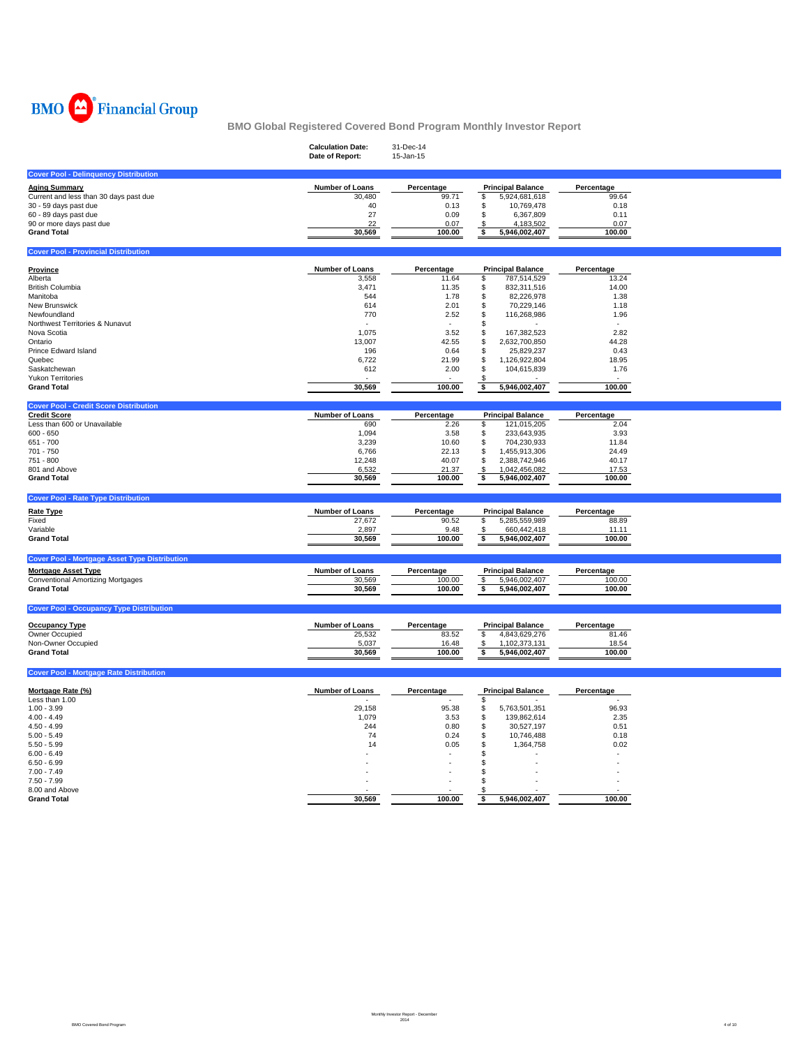BMO Financial Group

## BMO Global Registered Covered Bond Program Monthly Investor Report

**Calculation Date:** 31-Dec-14
**Date of Report:** 15-Jan-15

### Cover Pool - Delinquency Distribution

| Aging Summary | Number of Loans | Percentage | Principal Balance | Percentage |
|---|---|---|---|---|
| Current and less than 30 days past due | 30,480 | 99.71 | $ 5,924,681,618 | 99.64 |
| 30 - 59 days past due | 40 | 0.13 | $ 10,769,478 | 0.18 |
| 60 - 89 days past due | 27 | 0.09 | $ 6,367,809 | 0.11 |
| 90 or more days past due | 22 | 0.07 | $ 4,183,502 | 0.07 |
| **Grand Total** | **30,569** | **100.00** | **$ 5,946,002,407** | **100.00** |

### Cover Pool - Provincial Distribution

| Province | Number of Loans | Percentage | Principal Balance | Percentage |
|---|---|---|---|---|
| Alberta | 3,558 | 11.64 | $ 787,514,529 | 13.24 |
| British Columbia | 3,471 | 11.35 | $ 832,311,516 | 14.00 |
| Manitoba | 544 | 1.78 | $ 82,226,978 | 1.38 |
| New Brunswick | 614 | 2.01 | $ 70,229,146 | 1.18 |
| Newfoundland | 770 | 2.52 | $ 116,268,986 | 1.96 |
| Northwest Territories & Nunavut | - | - | $ - | - |
| Nova Scotia | 1,075 | 3.52 | $ 167,382,523 | 2.82 |
| Ontario | 13,007 | 42.55 | $ 2,632,700,850 | 44.28 |
| Prince Edward Island | 196 | 0.64 | $ 25,829,237 | 0.43 |
| Quebec | 6,722 | 21.99 | $ 1,126,922,804 | 18.95 |
| Saskatchewan | 612 | 2.00 | $ 104,615,839 | 1.76 |
| Yukon Territories | - | - | $ - | - |
| **Grand Total** | **30,569** | **100.00** | **$ 5,946,002,407** | **100.00** |

### Cover Pool - Credit Score Distribution

| Credit Score | Number of Loans | Percentage | Principal Balance | Percentage |
|---|---|---|---|---|
| Less than 600 or Unavailable | 690 | 2.26 | $ 121,015,205 | 2.04 |
| 600 - 650 | 1,094 | 3.58 | $ 233,643,935 | 3.93 |
| 651 - 700 | 3,239 | 10.60 | $ 704,230,933 | 11.84 |
| 701 - 750 | 6,766 | 22.13 | $ 1,455,913,306 | 24.49 |
| 751 - 800 | 12,248 | 40.07 | $ 2,388,742,946 | 40.17 |
| 801 and Above | 6,532 | 21.37 | $ 1,042,456,082 | 17.53 |
| **Grand Total** | **30,569** | **100.00** | **$ 5,946,002,407** | **100.00** |

### Cover Pool - Rate Type Distribution

| Rate Type | Number of Loans | Percentage | Principal Balance | Percentage |
|---|---|---|---|---|
| Fixed | 27,672 | 90.52 | $ 5,285,559,989 | 88.89 |
| Variable | 2,897 | 9.48 | $ 660,442,418 | 11.11 |
| **Grand Total** | **30,569** | **100.00** | **$ 5,946,002,407** | **100.00** |

### Cover Pool - Mortgage Asset Type Distribution

| Mortgage Asset Type | Number of Loans | Percentage | Principal Balance | Percentage |
|---|---|---|---|---|
| Conventional Amortizing Mortgages | 30,569 | 100.00 | $ 5,946,002,407 | 100.00 |
| **Grand Total** | **30,569** | **100.00** | **$ 5,946,002,407** | **100.00** |

### Cover Pool - Occupancy Type Distribution

| Occupancy Type | Number of Loans | Percentage | Principal Balance | Percentage |
|---|---|---|---|---|
| Owner Occupied | 25,532 | 83.52 | $ 4,843,629,276 | 81.46 |
| Non-Owner Occupied | 5,037 | 16.48 | $ 1,102,373,131 | 18.54 |
| **Grand Total** | **30,569** | **100.00** | **$ 5,946,002,407** | **100.00** |

### Cover Pool - Mortgage Rate Distribution

| Mortgage Rate (%) | Number of Loans | Percentage | Principal Balance | Percentage |
|---|---|---|---|---|
| Less than 1.00 | - | - | $ - | - |
| 1.00 - 3.99 | 29,158 | 95.38 | $ 5,763,501,351 | 96.93 |
| 4.00 - 4.49 | 1,079 | 3.53 | $ 139,862,614 | 2.35 |
| 4.50 - 4.99 | 244 | 0.80 | $ 30,527,197 | 0.51 |
| 5.00 - 5.49 | 74 | 0.24 | $ 10,746,488 | 0.18 |
| 5.50 - 5.99 | 14 | 0.05 | $ 1,364,758 | 0.02 |
| 6.00 - 6.49 | - | - | $ - | - |
| 6.50 - 6.99 | - | - | $ - | - |
| 7.00 - 7.49 | - | - | $ - | - |
| 7.50 - 7.99 | - | - | $ - | - |
| 8.00 and Above | - | - | $ - | - |
| **Grand Total** | **30,569** | **100.00** | **$ 5,946,002,407** | **100.00** |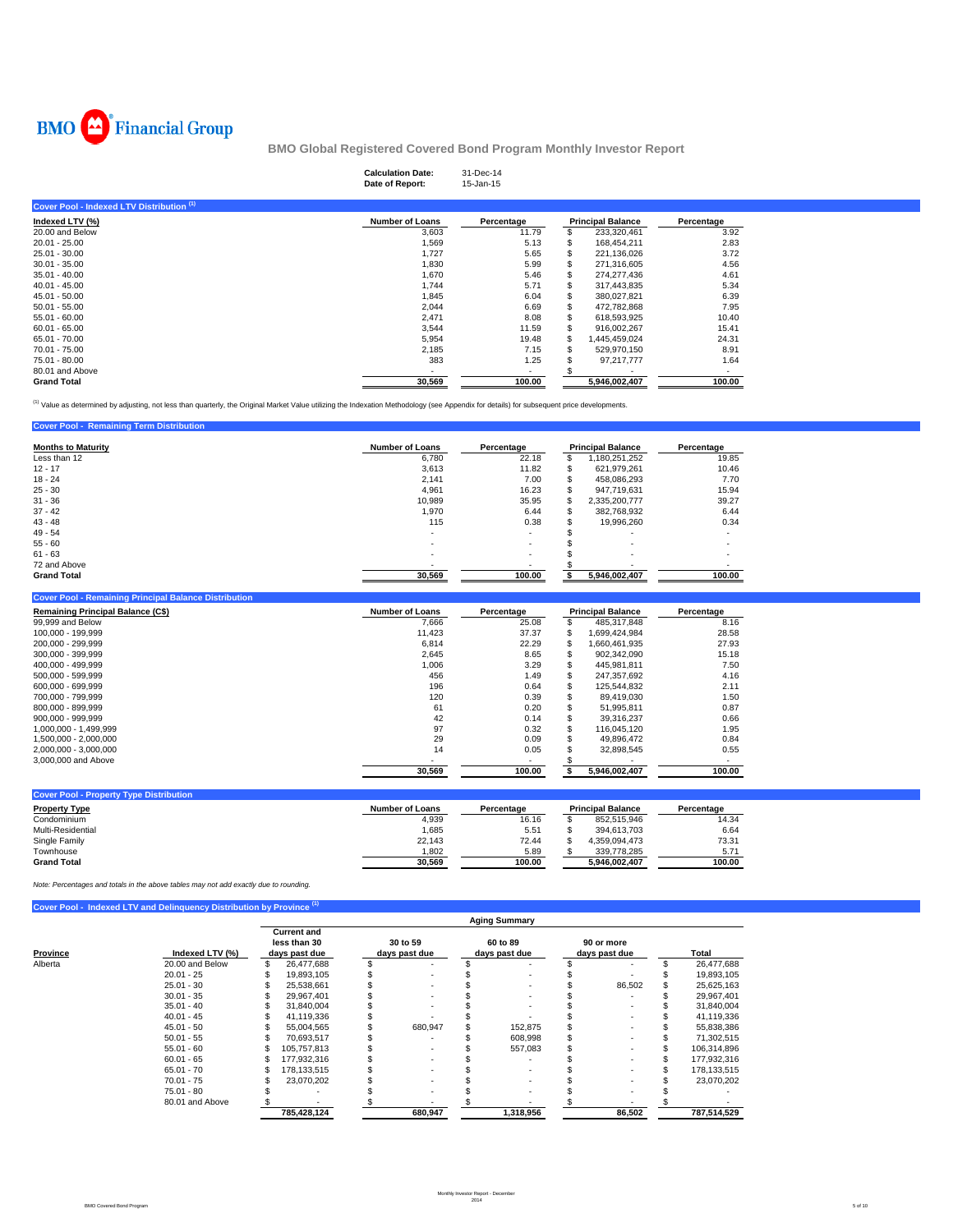BMO Financial Group

# BMO Global Registered Covered Bond Program Monthly Investor Report

**Calculation Date:** 31-Dec-14
**Date of Report:** 15-Jan-15

## Cover Pool - Indexed LTV Distribution [1]

| Indexed LTV (%) | Number of Loans | Percentage | Principal Balance | Percentage |
|---|---|---|---|---|
| 20.00 and Below | 3,603 | 11.79 | $ 233,320,461 | 3.92 |
| 20.01 - 25.00 | 1,569 | 5.13 | $ 168,454,211 | 2.83 |
| 25.01 - 30.00 | 1,727 | 5.65 | $ 221,136,026 | 3.72 |
| 30.01 - 35.00 | 1,830 | 5.99 | $ 271,316,605 | 4.56 |
| 35.01 - 40.00 | 1,670 | 5.46 | $ 274,277,436 | 4.61 |
| 40.01 - 45.00 | 1,744 | 5.71 | $ 317,443,835 | 5.34 |
| 45.01 - 50.00 | 1,845 | 6.04 | $ 380,027,821 | 6.39 |
| 50.01 - 55.00 | 2,044 | 6.69 | $ 472,782,868 | 7.95 |
| 55.01 - 60.00 | 2,471 | 8.08 | $ 618,593,925 | 10.40 |
| 60.01 - 65.00 | 3,544 | 11.59 | $ 916,002,267 | 15.41 |
| 65.01 - 70.00 | 5,954 | 19.48 | $ 1,445,459,024 | 24.31 |
| 70.01 - 75.00 | 2,185 | 7.15 | $ 529,970,150 | 8.91 |
| 75.01 - 80.00 | 383 | 1.25 | $ 97,217,777 | 1.64 |
| 80.01 and Above | - | - | $ - | - |
| **Grand Total** | **30,569** | **100.00** | **5,946,002,407** | **100.00** |

[1] Value as determined by adjusting, not less than quarterly, the Original Market Value utilizing the Indexation Methodology (see Appendix for details) for subsequent price developments.

## Cover Pool - Remaining Term Distribution

| Months to Maturity | Number of Loans | Percentage | Principal Balance | Percentage |
|---|---|---|---|---|
| Less than 12 | 6,780 | 22.18 | $ 1,180,251,252 | 19.85 |
| 12 - 17 | 3,613 | 11.82 | $ 621,979,261 | 10.46 |
| 18 - 24 | 2,141 | 7.00 | $ 458,086,293 | 7.70 |
| 25 - 30 | 4,961 | 16.23 | $ 947,719,631 | 15.94 |
| 31 - 36 | 10,989 | 35.95 | $ 2,335,200,777 | 39.27 |
| 37 - 42 | 1,970 | 6.44 | $ 382,768,932 | 6.44 |
| 43 - 48 | 115 | 0.38 | $ 19,996,260 | 0.34 |
| 49 - 54 | - | - | $ - | - |
| 55 - 60 | - | - | $ - | - |
| 61 - 63 | - | - | $ - | - |
| 72 and Above | - | - | $ - | - |
| **Grand Total** | **30,569** | **100.00** | **$ 5,946,002,407** | **100.00** |

## Cover Pool - Remaining Principal Balance Distribution

| Remaining Principal Balance (C$) | Number of Loans | Percentage | Principal Balance | Percentage |
|---|---|---|---|---|
| 99,999 and Below | 7,666 | 25.08 | $ 485,317,848 | 8.16 |
| 100,000 - 199,999 | 11,423 | 37.37 | $ 1,699,424,984 | 28.58 |
| 200,000 - 299,999 | 6,814 | 22.29 | $ 1,660,461,935 | 27.93 |
| 300,000 - 399,999 | 2,645 | 8.65 | $ 902,342,090 | 15.18 |
| 400,000 - 499,999 | 1,006 | 3.29 | $ 445,981,811 | 7.50 |
| 500,000 - 599,999 | 456 | 1.49 | $ 247,357,692 | 4.16 |
| 600,000 - 699,999 | 196 | 0.64 | $ 125,544,832 | 2.11 |
| 700,000 - 799,999 | 120 | 0.39 | $ 89,419,030 | 1.50 |
| 800,000 - 899,999 | 61 | 0.20 | $ 51,995,811 | 0.87 |
| 900,000 - 999,999 | 42 | 0.14 | $ 39,316,237 | 0.66 |
| 1,000,000 - 1,499,999 | 97 | 0.32 | $ 116,045,120 | 1.95 |
| 1,500,000 - 2,000,000 | 29 | 0.09 | $ 49,896,472 | 0.84 |
| 2,000,000 - 3,000,000 | 14 | 0.05 | $ 32,898,545 | 0.55 |
| 3,000,000 and Above | - | - | $ - | - |
| | **30,569** | **100.00** | **$ 5,946,002,407** | **100.00** |

## Cover Pool - Property Type Distribution

| Property Type | Number of Loans | Percentage | Principal Balance | Percentage |
|---|---|---|---|---|
| Condominium | 4,939 | 16.16 | $ 852,515,946 | 14.34 |
| Multi-Residential | 1,685 | 5.51 | $ 394,613,703 | 6.64 |
| Single Family | 22,143 | 72.44 | $ 4,359,094,473 | 73.31 |
| Townhouse | 1,802 | 5.89 | $ 339,778,285 | 5.71 |
| **Grand Total** | **30,569** | **100.00** | **5,946,002,407** | **100.00** |

*Note: Percentages and totals in the above tables may not add exactly due to rounding.*

## Cover Pool - Indexed LTV and Delinquency Distribution by Province [1]

| | | Aging Summary | | | | |
|---|---|---|---|---|---|---|
| Province | Indexed LTV (%) | Current and less than 30 days past due | 30 to 59 days past due | 60 to 89 days past due | 90 or more days past due | Total |
| Alberta | 20.00 and Below | $ 26,477,688 | $ - | $ - | $ - | $ 26,477,688 |
| | 20.01 - 25 | $ 19,893,105 | $ - | $ - | $ - | $ 19,893,105 |
| | 25.01 - 30 | $ 25,538,661 | $ - | $ - | $ 86,502 | $ 25,625,163 |
| | 30.01 - 35 | $ 29,967,401 | $ - | $ - | $ - | $ 29,967,401 |
| | 35.01 - 40 | $ 31,840,004 | $ - | $ - | $ - | $ 31,840,004 |
| | 40.01 - 45 | $ 41,119,336 | $ - | $ - | $ - | $ 41,119,336 |
| | 45.01 - 50 | $ 55,004,565 | $ 680,947 | $ 152,875 | $ - | $ 55,838,386 |
| | 50.01 - 55 | $ 70,693,517 | $ - | $ 608,998 | $ - | $ 71,302,515 |
| | 55.01 - 60 | $ 105,757,813 | $ - | $ 557,083 | $ - | $ 106,314,896 |
| | 60.01 - 65 | $ 177,932,316 | $ - | $ - | $ - | $ 177,932,316 |
| | 65.01 - 70 | $ 178,133,515 | $ - | $ - | $ - | $ 178,133,515 |
| | 70.01 - 75 | $ 23,070,202 | $ - | $ - | $ - | $ 23,070,202 |
| | 75.01 - 80 | $ - | $ - | $ - | $ - | $ - |
| | 80.01 and Above | $ - | $ - | $ - | $ - | $ - |
| | | **785,428,124** | **680,947** | **1,318,956** | **86,502** | **787,514,529** |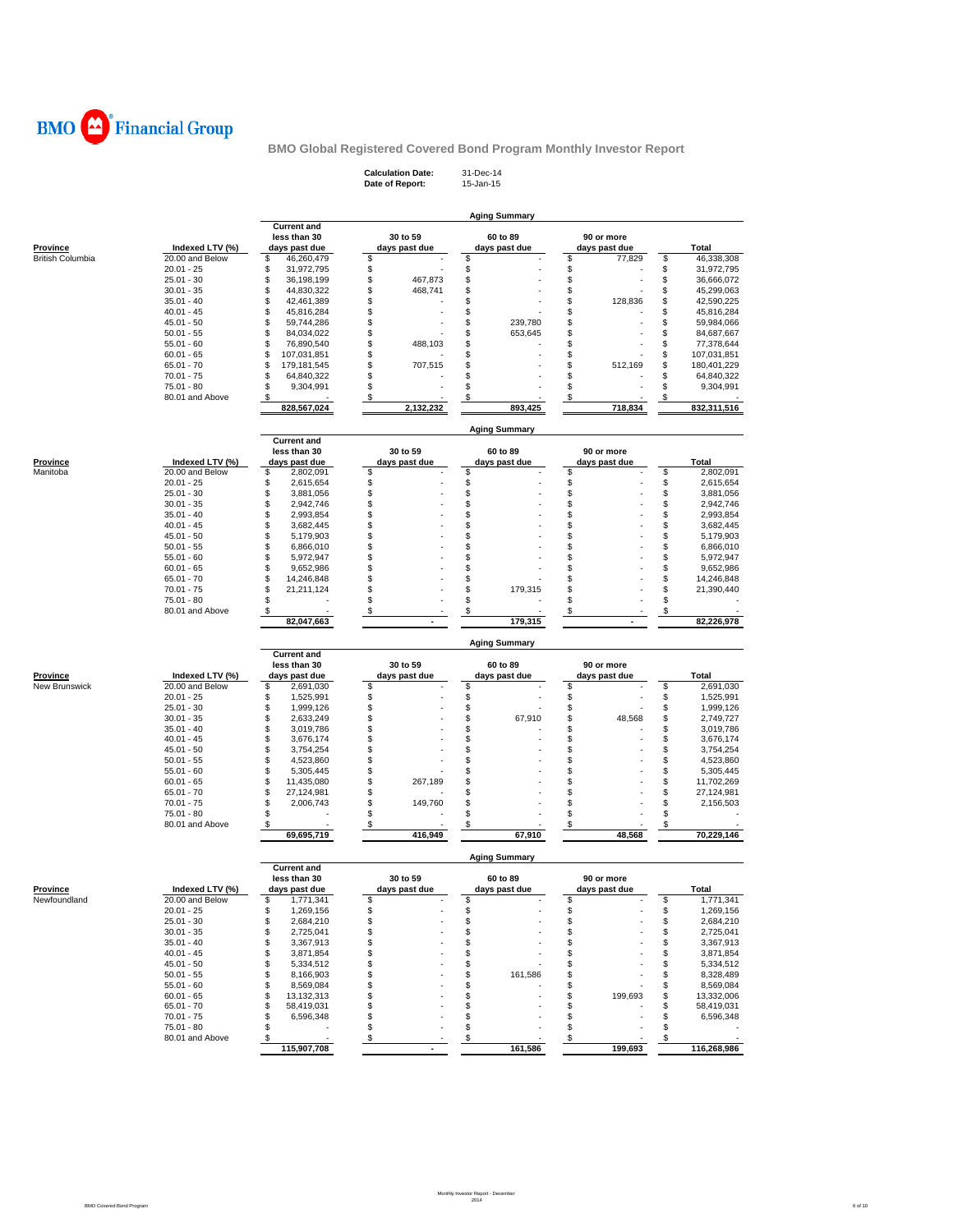BMO Financial Group

# BMO Global Registered Covered Bond Program Monthly Investor Report

**Calculation Date:** 31-Dec-14
**Date of Report:** 15-Jan-15

## Aging Summary

| Province | Indexed LTV (%) | Current and less than 30 days past due | 30 to 59 days past due | 60 to 89 days past due | 90 or more days past due | Total |
|---|---|---|---|---|---|---|
| British Columbia | 20.00 and Below | $ 46,260,479 | $ - | $ - | $ 77,829 | $ 46,338,308 |
| | 20.01 - 25 | $ 31,972,795 | $ - | $ - | $ - | $ 31,972,795 |
| | 25.01 - 30 | $ 36,198,199 | $ 467,873 | $ - | $ - | $ 36,666,072 |
| | 30.01 - 35 | $ 44,830,322 | $ 468,741 | $ - | $ - | $ 45,299,063 |
| | 35.01 - 40 | $ 42,461,389 | $ - | $ - | $ 128,836 | $ 42,590,225 |
| | 40.01 - 45 | $ 45,816,284 | $ - | $ - | $ - | $ 45,816,284 |
| | 45.01 - 50 | $ 59,744,286 | $ - | $ 239,780 | $ - | $ 59,984,066 |
| | 50.01 - 55 | $ 84,034,022 | $ - | $ 653,645 | $ - | $ 84,687,667 |
| | 55.01 - 60 | $ 76,890,540 | $ 488,103 | $ - | $ - | $ 77,378,644 |
| | 60.01 - 65 | $ 107,031,851 | $ - | $ - | $ - | $ 107,031,851 |
| | 65.01 - 70 | $ 179,181,545 | $ 707,515 | $ - | $ 512,169 | $ 180,401,229 |
| | 70.01 - 75 | $ 64,840,322 | $ - | $ - | $ - | $ 64,840,322 |
| | 75.01 - 80 | $ 9,304,991 | $ - | $ - | $ - | $ 9,304,991 |
| | 80.01 and Above | $ - | $ - | $ - | $ - | $ - |
| | | 828,567,024 | 2,132,232 | 893,425 | 718,834 | 832,311,516 |

## Aging Summary

| Province | Indexed LTV (%) | Current and less than 30 days past due | 30 to 59 days past due | 60 to 89 days past due | 90 or more days past due | Total |
|---|---|---|---|---|---|---|
| Manitoba | 20.00 and Below | $ 2,802,091 | $ - | $ - | $ - | $ 2,802,091 |
| | 20.01 - 25 | $ 2,615,654 | $ - | $ - | $ - | $ 2,615,654 |
| | 25.01 - 30 | $ 3,881,056 | $ - | $ - | $ - | $ 3,881,056 |
| | 30.01 - 35 | $ 2,942,746 | $ - | $ - | $ - | $ 2,942,746 |
| | 35.01 - 40 | $ 2,993,854 | $ - | $ - | $ - | $ 2,993,854 |
| | 40.01 - 45 | $ 3,682,445 | $ - | $ - | $ - | $ 3,682,445 |
| | 45.01 - 50 | $ 5,179,903 | $ - | $ - | $ - | $ 5,179,903 |
| | 50.01 - 55 | $ 6,866,010 | $ - | $ - | $ - | $ 6,866,010 |
| | 55.01 - 60 | $ 5,972,947 | $ - | $ - | $ - | $ 5,972,947 |
| | 60.01 - 65 | $ 9,652,986 | $ - | $ - | $ - | $ 9,652,986 |
| | 65.01 - 70 | $ 14,246,848 | $ - | $ - | $ - | $ 14,246,848 |
| | 70.01 - 75 | $ 21,211,124 | $ - | $ 179,315 | $ - | $ 21,390,440 |
| | 75.01 - 80 | $ - | $ - | $ - | $ - | $ - |
| | 80.01 and Above | $ - | $ - | $ - | $ - | $ - |
| | | 82,047,663 | - | 179,315 | - | 82,226,978 |

## Aging Summary

| Province | Indexed LTV (%) | Current and less than 30 days past due | 30 to 59 days past due | 60 to 89 days past due | 90 or more days past due | Total |
|---|---|---|---|---|---|---|
| New Brunswick | 20.00 and Below | $ 2,691,030 | $ - | $ - | $ - | $ 2,691,030 |
| | 20.01 - 25 | $ 1,525,991 | $ - | $ - | $ - | $ 1,525,991 |
| | 25.01 - 30 | $ 1,999,126 | $ - | $ - | $ - | $ 1,999,126 |
| | 30.01 - 35 | $ 2,633,249 | $ - | $ 67,910 | $ 48,568 | $ 2,749,727 |
| | 35.01 - 40 | $ 3,019,786 | $ - | $ - | $ - | $ 3,019,786 |
| | 40.01 - 45 | $ 3,676,174 | $ - | $ - | $ - | $ 3,676,174 |
| | 45.01 - 50 | $ 3,754,254 | $ - | $ - | $ - | $ 3,754,254 |
| | 50.01 - 55 | $ 4,523,860 | $ - | $ - | $ - | $ 4,523,860 |
| | 55.01 - 60 | $ 5,305,445 | $ - | $ - | $ - | $ 5,305,445 |
| | 60.01 - 65 | $ 11,435,080 | $ 267,189 | $ - | $ - | $ 11,702,269 |
| | 65.01 - 70 | $ 27,124,981 | $ - | $ - | $ - | $ 27,124,981 |
| | 70.01 - 75 | $ 2,006,743 | $ 149,760 | $ - | $ - | $ 2,156,503 |
| | 75.01 - 80 | $ - | $ - | $ - | $ - | $ - |
| | 80.01 and Above | $ - | $ - | $ - | $ - | $ - |
| | | 69,695,719 | 416,949 | 67,910 | 48,568 | 70,229,146 |

## Aging Summary

| Province | Indexed LTV (%) | Current and less than 30 days past due | 30 to 59 days past due | 60 to 89 days past due | 90 or more days past due | Total |
|---|---|---|---|---|---|---|
| Newfoundland | 20.00 and Below | $ 1,771,341 | $ - | $ - | $ - | $ 1,771,341 |
| | 20.01 - 25 | $ 1,269,156 | $ - | $ - | $ - | $ 1,269,156 |
| | 25.01 - 30 | $ 2,684,210 | $ - | $ - | $ - | $ 2,684,210 |
| | 30.01 - 35 | $ 2,725,041 | $ - | $ - | $ - | $ 2,725,041 |
| | 35.01 - 40 | $ 3,367,913 | $ - | $ - | $ - | $ 3,367,913 |
| | 40.01 - 45 | $ 3,871,854 | $ - | $ - | $ - | $ 3,871,854 |
| | 45.01 - 50 | $ 5,334,512 | $ - | $ - | $ - | $ 5,334,512 |
| | 50.01 - 55 | $ 8,166,903 | $ - | $ 161,586 | $ - | $ 8,328,489 |
| | 55.01 - 60 | $ 8,569,084 | $ - | $ - | $ - | $ 8,569,084 |
| | 60.01 - 65 | $ 13,132,313 | $ - | $ - | $ 199,693 | $ 13,332,006 |
| | 65.01 - 70 | $ 58,419,031 | $ - | $ - | $ - | $ 58,419,031 |
| | 70.01 - 75 | $ 6,596,348 | $ - | $ - | $ - | $ 6,596,348 |
| | 75.01 - 80 | $ - | $ - | $ - | $ - | $ - |
| | 80.01 and Above | $ - | $ - | $ - | $ - | $ - |
| | | 115,907,708 | - | 161,586 | 199,693 | 116,268,986 |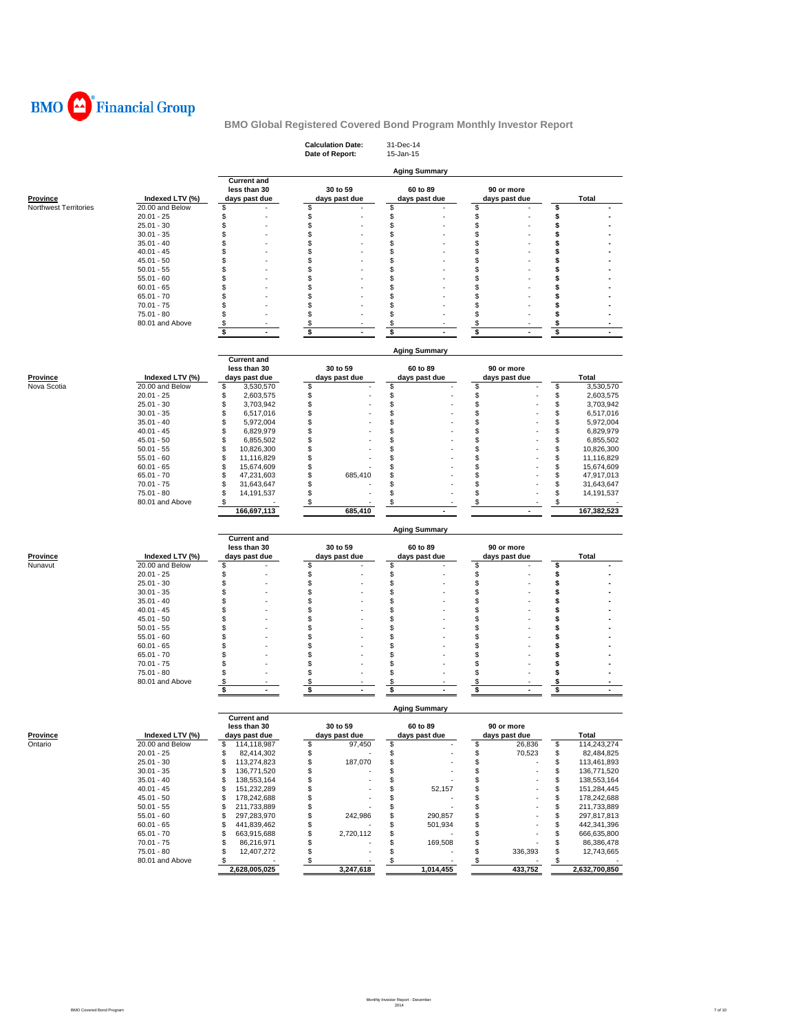# BMO Financial Group

## BMO Global Registered Covered Bond Program Monthly Investor Report

**Calculation Date:** 31-Dec-14
**Date of Report:** 15-Jan-15

### Aging Summary

| Province | Indexed LTV (%) | Current and less than 30 days past due | 30 to 59 days past due | 60 to 89 days past due | 90 or more days past due | Total |
|---|---|---|---|---|---|---|
| Northwest Territories | 20.00 and Below | $ - | $ - | $ - | $ - | $ - |
| | 20.01 - 25 | $ - | $ - | $ - | $ - | $ - |
| | 25.01 - 30 | $ - | $ - | $ - | $ - | $ - |
| | 30.01 - 35 | $ - | $ - | $ - | $ - | $ - |
| | 35.01 - 40 | $ - | $ - | $ - | $ - | $ - |
| | 40.01 - 45 | $ - | $ - | $ - | $ - | $ - |
| | 45.01 - 50 | $ - | $ - | $ - | $ - | $ - |
| | 50.01 - 55 | $ - | $ - | $ - | $ - | $ - |
| | 55.01 - 60 | $ - | $ - | $ - | $ - | $ - |
| | 60.01 - 65 | $ - | $ - | $ - | $ - | $ - |
| | 65.01 - 70 | $ - | $ - | $ - | $ - | $ - |
| | 70.01 - 75 | $ - | $ - | $ - | $ - | $ - |
| | 75.01 - 80 | $ - | $ - | $ - | $ - | $ - |
| | 80.01 and Above | $ - | $ - | $ - | $ - | $ - |
| | | $ - | $ - | $ - | $ - | $ - |

### Aging Summary

| Province | Indexed LTV (%) | Current and less than 30 days past due | 30 to 59 days past due | 60 to 89 days past due | 90 or more days past due | Total |
|---|---|---|---|---|---|---|
| Nova Scotia | 20.00 and Below | $ 3,530,570 | $ - | $ - | $ - | $ 3,530,570 |
| | 20.01 - 25 | $ 2,603,575 | $ - | $ - | $ - | $ 2,603,575 |
| | 25.01 - 30 | $ 3,703,942 | $ - | $ - | $ - | $ 3,703,942 |
| | 30.01 - 35 | $ 6,517,016 | $ - | $ - | $ - | $ 6,517,016 |
| | 35.01 - 40 | $ 5,972,004 | $ - | $ - | $ - | $ 5,972,004 |
| | 40.01 - 45 | $ 6,829,979 | $ - | $ - | $ - | $ 6,829,979 |
| | 45.01 - 50 | $ 6,855,502 | $ - | $ - | $ - | $ 6,855,502 |
| | 50.01 - 55 | $ 10,826,300 | $ - | $ - | $ - | $ 10,826,300 |
| | 55.01 - 60 | $ 11,116,829 | $ - | $ - | $ - | $ 11,116,829 |
| | 60.01 - 65 | $ 15,674,609 | $ - | $ - | $ - | $ 15,674,609 |
| | 65.01 - 70 | $ 47,231,603 | $ 685,410 | $ - | $ - | $ 47,917,013 |
| | 70.01 - 75 | $ 31,643,647 | $ - | $ - | $ - | $ 31,643,647 |
| | 75.01 - 80 | $ 14,191,537 | $ - | $ - | $ - | $ 14,191,537 |
| | 80.01 and Above | $ - | $ - | $ - | $ - | $ - |
| | | 166,697,113 | 685,410 | - | - | 167,382,523 |

### Aging Summary

| Province | Indexed LTV (%) | Current and less than 30 days past due | 30 to 59 days past due | 60 to 89 days past due | 90 or more days past due | Total |
|---|---|---|---|---|---|---|
| Nunavut | 20.00 and Below | $ - | $ - | $ - | $ - | $ - |
| | 20.01 - 25 | $ - | $ - | $ - | $ - | $ - |
| | 25.01 - 30 | $ - | $ - | $ - | $ - | $ - |
| | 30.01 - 35 | $ - | $ - | $ - | $ - | $ - |
| | 35.01 - 40 | $ - | $ - | $ - | $ - | $ - |
| | 40.01 - 45 | $ - | $ - | $ - | $ - | $ - |
| | 45.01 - 50 | $ - | $ - | $ - | $ - | $ - |
| | 50.01 - 55 | $ - | $ - | $ - | $ - | $ - |
| | 55.01 - 60 | $ - | $ - | $ - | $ - | $ - |
| | 60.01 - 65 | $ - | $ - | $ - | $ - | $ - |
| | 65.01 - 70 | $ - | $ - | $ - | $ - | $ - |
| | 70.01 - 75 | $ - | $ - | $ - | $ - | $ - |
| | 75.01 - 80 | $ - | $ - | $ - | $ - | $ - |
| | 80.01 and Above | $ - | $ - | $ - | $ - | $ - |
| | | $ - | $ - | $ - | $ - | $ - |

### Aging Summary

| Province | Indexed LTV (%) | Current and less than 30 days past due | 30 to 59 days past due | 60 to 89 days past due | 90 or more days past due | Total |
|---|---|---|---|---|---|---|
| Ontario | 20.00 and Below | $ 114,118,987 | $ 97,450 | $ - | $ 26,836 | $ 114,243,274 |
| | 20.01 - 25 | $ 82,414,302 | $ - | $ - | $ 70,523 | $ 82,484,825 |
| | 25.01 - 30 | $ 113,274,823 | $ 187,070 | $ - | $ - | $ 113,461,893 |
| | 30.01 - 35 | $ 136,771,520 | $ - | $ - | $ - | $ 136,771,520 |
| | 35.01 - 40 | $ 138,553,164 | $ - | $ - | $ - | $ 138,553,164 |
| | 40.01 - 45 | $ 151,232,289 | $ - | $ 52,157 | $ - | $ 151,284,445 |
| | 45.01 - 50 | $ 178,242,688 | $ - | $ - | $ - | $ 178,242,688 |
| | 50.01 - 55 | $ 211,733,889 | $ - | $ - | $ - | $ 211,733,889 |
| | 55.01 - 60 | $ 297,283,970 | $ 242,986 | $ 290,857 | $ - | $ 297,817,813 |
| | 60.01 - 65 | $ 441,839,462 | $ - | $ 501,934 | $ - | $ 442,341,396 |
| | 65.01 - 70 | $ 663,915,688 | $ 2,720,112 | $ - | $ - | $ 666,635,800 |
| | 70.01 - 75 | $ 86,216,971 | $ - | $ 169,508 | $ - | $ 86,386,478 |
| | 75.01 - 80 | $ 12,407,272 | $ - | $ - | $ 336,393 | $ 12,743,665 |
| | 80.01 and Above | $ - | $ - | $ - | $ - | $ - |
| | | 2,628,005,025 | 3,247,618 | 1,014,455 | 433,752 | 2,632,700,850 |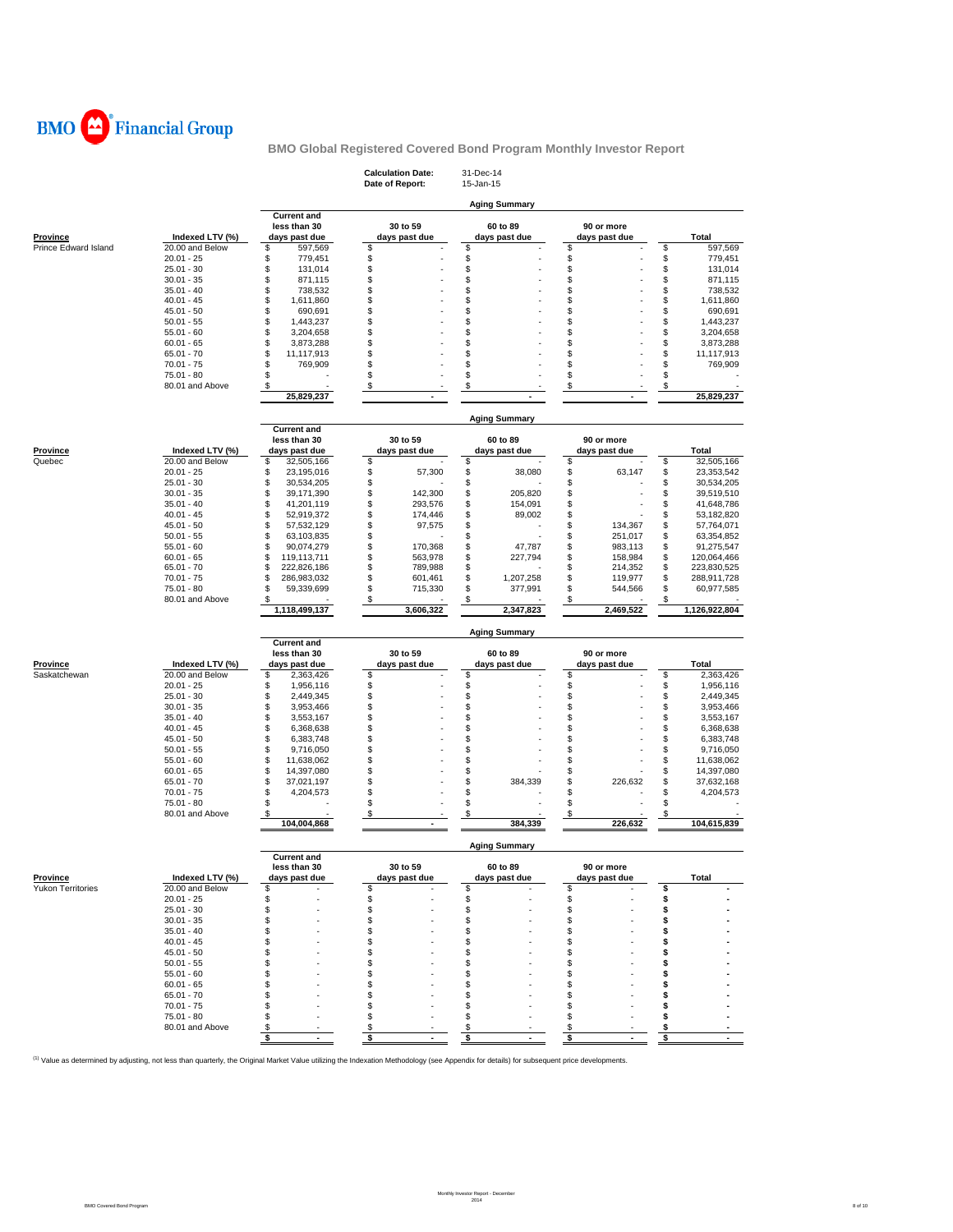BMO Financial Group

## BMO Global Registered Covered Bond Program Monthly Investor Report

**Calculation Date:** 31-Dec-14
**Date of Report:** 15-Jan-15

### Aging Summary

| Province | Indexed LTV (%) | Current and less than 30 days past due | 30 to 59 days past due | 60 to 89 days past due | 90 or more days past due | Total |
|---|---|---|---|---|---|---|
| Prince Edward Island | 20.00 and Below | $ 597,569 | $ - | $ - | $ - | $ 597,569 |
| | 20.01 - 25 | $ 779,451 | $ - | $ - | $ - | $ 779,451 |
| | 25.01 - 30 | $ 131,014 | $ - | $ - | $ - | $ 131,014 |
| | 30.01 - 35 | $ 871,115 | $ - | $ - | $ - | $ 871,115 |
| | 35.01 - 40 | $ 738,532 | $ - | $ - | $ - | $ 738,532 |
| | 40.01 - 45 | $ 1,611,860 | $ - | $ - | $ - | $ 1,611,860 |
| | 45.01 - 50 | $ 690,691 | $ - | $ - | $ - | $ 690,691 |
| | 50.01 - 55 | $ 1,443,237 | $ - | $ - | $ - | $ 1,443,237 |
| | 55.01 - 60 | $ 3,204,658 | $ - | $ - | $ - | $ 3,204,658 |
| | 60.01 - 65 | $ 3,873,288 | $ - | $ - | $ - | $ 3,873,288 |
| | 65.01 - 70 | $ 11,117,913 | $ - | $ - | $ - | $ 11,117,913 |
| | 70.01 - 75 | $ 769,909 | $ - | $ - | $ - | $ 769,909 |
| | 75.01 - 80 | $ - | $ - | $ - | $ - | $ - |
| | 80.01 and Above | $ - | $ - | $ - | $ - | $ - |
| | | 25,829,237 | - | - | - | 25,829,237 |

### Aging Summary

| Province | Indexed LTV (%) | Current and less than 30 days past due | 30 to 59 days past due | 60 to 89 days past due | 90 or more days past due | Total |
|---|---|---|---|---|---|---|
| Quebec | 20.00 and Below | $ 32,505,166 | $ - | $ - | $ - | $ 32,505,166 |
| | 20.01 - 25 | $ 23,195,016 | $ 57,300 | $ 38,080 | $ 63,147 | $ 23,353,542 |
| | 25.01 - 30 | $ 30,534,205 | $ - | $ - | $ - | $ 30,534,205 |
| | 30.01 - 35 | $ 39,171,390 | $ 142,300 | $ 205,820 | $ - | $ 39,519,510 |
| | 35.01 - 40 | $ 41,201,119 | $ 293,576 | $ 154,091 | $ - | $ 41,648,786 |
| | 40.01 - 45 | $ 52,919,372 | $ 174,446 | $ 89,002 | $ - | $ 53,182,820 |
| | 45.01 - 50 | $ 57,532,129 | $ 97,575 | $ - | $ 134,367 | $ 57,764,071 |
| | 50.01 - 55 | $ 63,103,835 | $ - | $ - | $ 251,017 | $ 63,354,852 |
| | 55.01 - 60 | $ 90,074,279 | $ 170,368 | $ 47,787 | $ 983,113 | $ 91,275,547 |
| | 60.01 - 65 | $ 119,113,711 | $ 563,978 | $ 227,794 | $ 158,984 | $ 120,064,466 |
| | 65.01 - 70 | $ 222,826,186 | $ 789,988 | $ - | $ 214,352 | $ 223,830,525 |
| | 70.01 - 75 | $ 286,983,032 | $ 601,461 | $ 1,207,258 | $ 119,977 | $ 288,911,728 |
| | 75.01 - 80 | $ 59,339,699 | $ 715,330 | $ 377,991 | $ 544,566 | $ 60,977,585 |
| | 80.01 and Above | $ - | $ - | $ - | $ - | $ - |
| | | 1,118,499,137 | 3,606,322 | 2,347,823 | 2,469,522 | 1,126,922,804 |

### Aging Summary

| Province | Indexed LTV (%) | Current and less than 30 days past due | 30 to 59 days past due | 60 to 89 days past due | 90 or more days past due | Total |
|---|---|---|---|---|---|---|
| Saskatchewan | 20.00 and Below | $ 2,363,426 | $ - | $ - | $ - | $ 2,363,426 |
| | 20.01 - 25 | $ 1,956,116 | $ - | $ - | $ - | $ 1,956,116 |
| | 25.01 - 30 | $ 2,449,345 | $ - | $ - | $ - | $ 2,449,345 |
| | 30.01 - 35 | $ 3,953,466 | $ - | $ - | $ - | $ 3,953,466 |
| | 35.01 - 40 | $ 3,553,167 | $ - | $ - | $ - | $ 3,553,167 |
| | 40.01 - 45 | $ 6,368,638 | $ - | $ - | $ - | $ 6,368,638 |
| | 45.01 - 50 | $ 6,383,748 | $ - | $ - | $ - | $ 6,383,748 |
| | 50.01 - 55 | $ 9,716,050 | $ - | $ - | $ - | $ 9,716,050 |
| | 55.01 - 60 | $ 11,638,062 | $ - | $ - | $ - | $ 11,638,062 |
| | 60.01 - 65 | $ 14,397,080 | $ - | $ - | $ - | $ 14,397,080 |
| | 65.01 - 70 | $ 37,021,197 | $ - | $ 384,339 | $ 226,632 | $ 37,632,168 |
| | 70.01 - 75 | $ 4,204,573 | $ - | $ - | $ - | $ 4,204,573 |
| | 75.01 - 80 | $ - | $ - | $ - | $ - | $ - |
| | 80.01 and Above | $ - | $ - | $ - | $ - | $ - |
| | | 104,004,868 | - | 384,339 | 226,632 | 104,615,839 |

### Aging Summary

| Province | Indexed LTV (%) | Current and less than 30 days past due | 30 to 59 days past due | 60 to 89 days past due | 90 or more days past due | Total |
|---|---|---|---|---|---|---|
| Yukon Territories | 20.00 and Below | $ - | $ - | $ - | $ - | $ - |
| | 20.01 - 25 | $ - | $ - | $ - | $ - | $ - |
| | 25.01 - 30 | $ - | $ - | $ - | $ - | $ - |
| | 30.01 - 35 | $ - | $ - | $ - | $ - | $ - |
| | 35.01 - 40 | $ - | $ - | $ - | $ - | $ - |
| | 40.01 - 45 | $ - | $ - | $ - | $ - | $ - |
| | 45.01 - 50 | $ - | $ - | $ - | $ - | $ - |
| | 50.01 - 55 | $ - | $ - | $ - | $ - | $ - |
| | 55.01 - 60 | $ - | $ - | $ - | $ - | $ - |
| | 60.01 - 65 | $ - | $ - | $ - | $ - | $ - |
| | 65.01 - 70 | $ - | $ - | $ - | $ - | $ - |
| | 70.01 - 75 | $ - | $ - | $ - | $ - | $ - |
| | 75.01 - 80 | $ - | $ - | $ - | $ - | $ - |
| | 80.01 and Above | $ - | $ - | $ - | $ - | $ - |
| | | $ - | $ - | $ - | $ - | $ - |

[1] Value as determined by adjusting, not less than quarterly, the Original Market Value utilizing the Indexation Methodology (see Appendix for details) for subsequent price developments.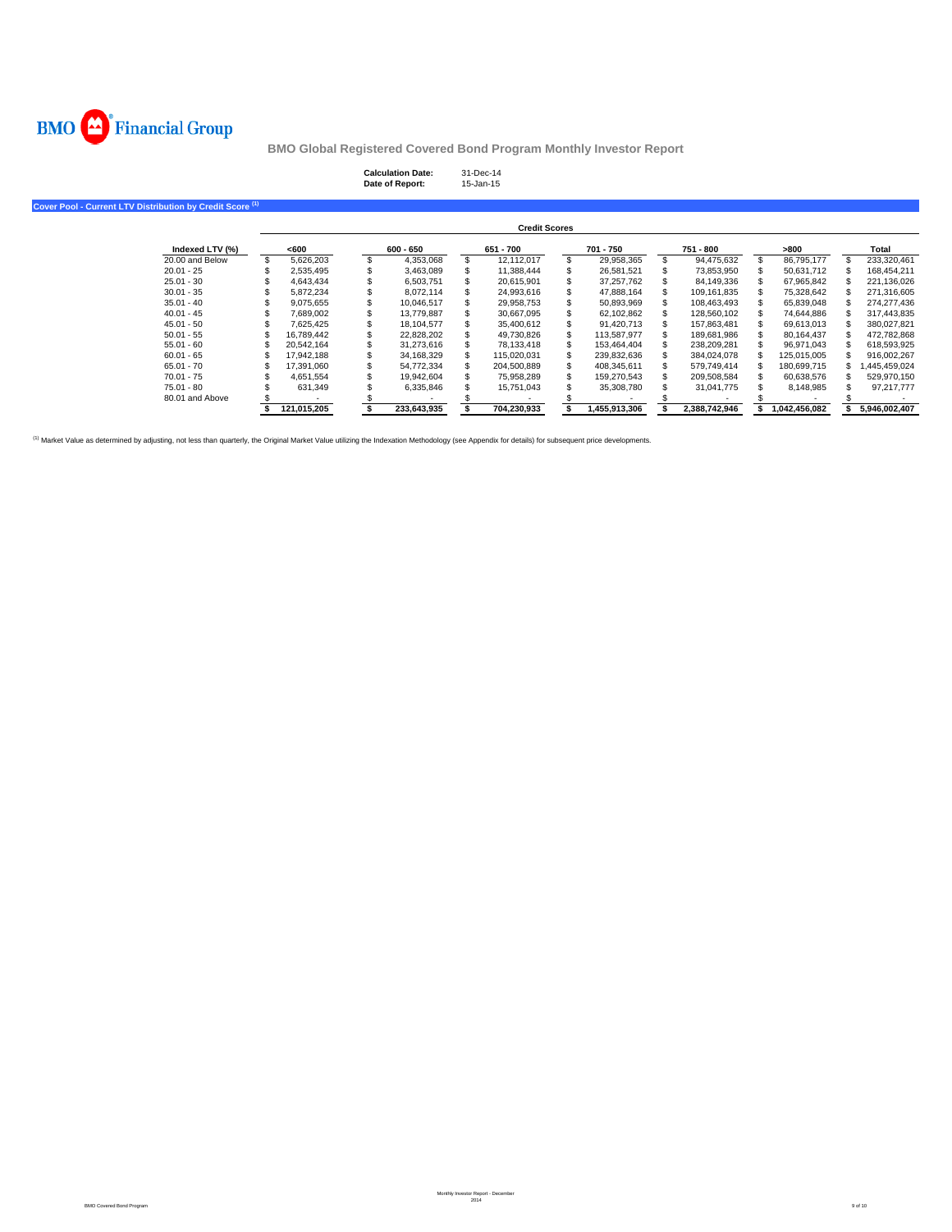**BMO Financial Group**

## BMO Global Registered Covered Bond Program Monthly Investor Report

**Calculation Date:** 31-Dec-14
**Date of Report:** 15-Jan-15

### Cover Pool - Current LTV Distribution by Credit Score [(1)]

| | Credit Scores | | | | | | |
|---|---|---|---|---|---|---|---|
| **Indexed LTV (%)** | **<600** | **600 - 650** | **651 - 700** | **701 - 750** | **751 - 800** | **>800** | **Total** |
| 20.00 and Below | $ 5,626,203 | $ 4,353,068 | $ 12,112,017 | $ 29,958,365 | $ 94,475,632 | $ 86,795,177 | $ 233,320,461 |
| 20.01 - 25 | $ 2,535,495 | $ 3,463,089 | $ 11,388,444 | $ 26,581,521 | $ 73,853,950 | $ 50,631,712 | $ 168,454,211 |
| 25.01 - 30 | $ 4,643,434 | $ 6,503,751 | $ 20,615,901 | $ 37,257,762 | $ 84,149,336 | $ 67,965,842 | $ 221,136,026 |
| 30.01 - 35 | $ 5,872,234 | $ 8,072,114 | $ 24,993,616 | $ 47,888,164 | $ 109,161,835 | $ 75,328,642 | $ 271,316,605 |
| 35.01 - 40 | $ 9,075,655 | $ 10,046,517 | $ 29,958,753 | $ 50,893,969 | $ 108,463,493 | $ 65,839,048 | $ 274,277,436 |
| 40.01 - 45 | $ 7,689,002 | $ 13,779,887 | $ 30,667,095 | $ 62,102,862 | $ 128,560,102 | $ 74,644,886 | $ 317,443,835 |
| 45.01 - 50 | $ 7,625,425 | $ 18,104,577 | $ 35,400,612 | $ 91,420,713 | $ 157,863,481 | $ 69,613,013 | $ 380,027,821 |
| 50.01 - 55 | $ 16,789,442 | $ 22,828,202 | $ 49,730,826 | $ 113,587,977 | $ 189,681,986 | $ 80,164,437 | $ 472,782,868 |
| 55.01 - 60 | $ 20,542,164 | $ 31,273,616 | $ 78,133,418 | $ 153,464,404 | $ 238,209,281 | $ 96,971,043 | $ 618,593,925 |
| 60.01 - 65 | $ 17,942,188 | $ 34,168,329 | $ 115,020,031 | $ 239,832,636 | $ 384,024,078 | $ 125,015,005 | $ 916,002,267 |
| 65.01 - 70 | $ 17,391,060 | $ 54,772,334 | $ 204,500,889 | $ 408,345,611 | $ 579,749,414 | $ 180,699,715 | $ 1,445,459,024 |
| 70.01 - 75 | $ 4,651,554 | $ 19,942,604 | $ 75,958,289 | $ 159,270,543 | $ 209,508,584 | $ 60,638,576 | $ 529,970,150 |
| 75.01 - 80 | $ 631,349 | $ 6,335,846 | $ 15,751,043 | $ 35,308,780 | $ 31,041,775 | $ 8,148,985 | $ 97,217,777 |
| 80.01 and Above | $ - | $ - | $ - | $ - | $ - | $ - | $ - |
| | **$ 121,015,205** | **$ 233,643,935** | **$ 704,230,933** | **$ 1,455,913,306** | **$ 2,388,742,946** | **$ 1,042,456,082** | **$ 5,946,002,407** |

[(1)] Market Value as determined by adjusting, not less than quarterly, the Original Market Value utilizing the Indexation Methodology (see Appendix for details) for subsequent price developments.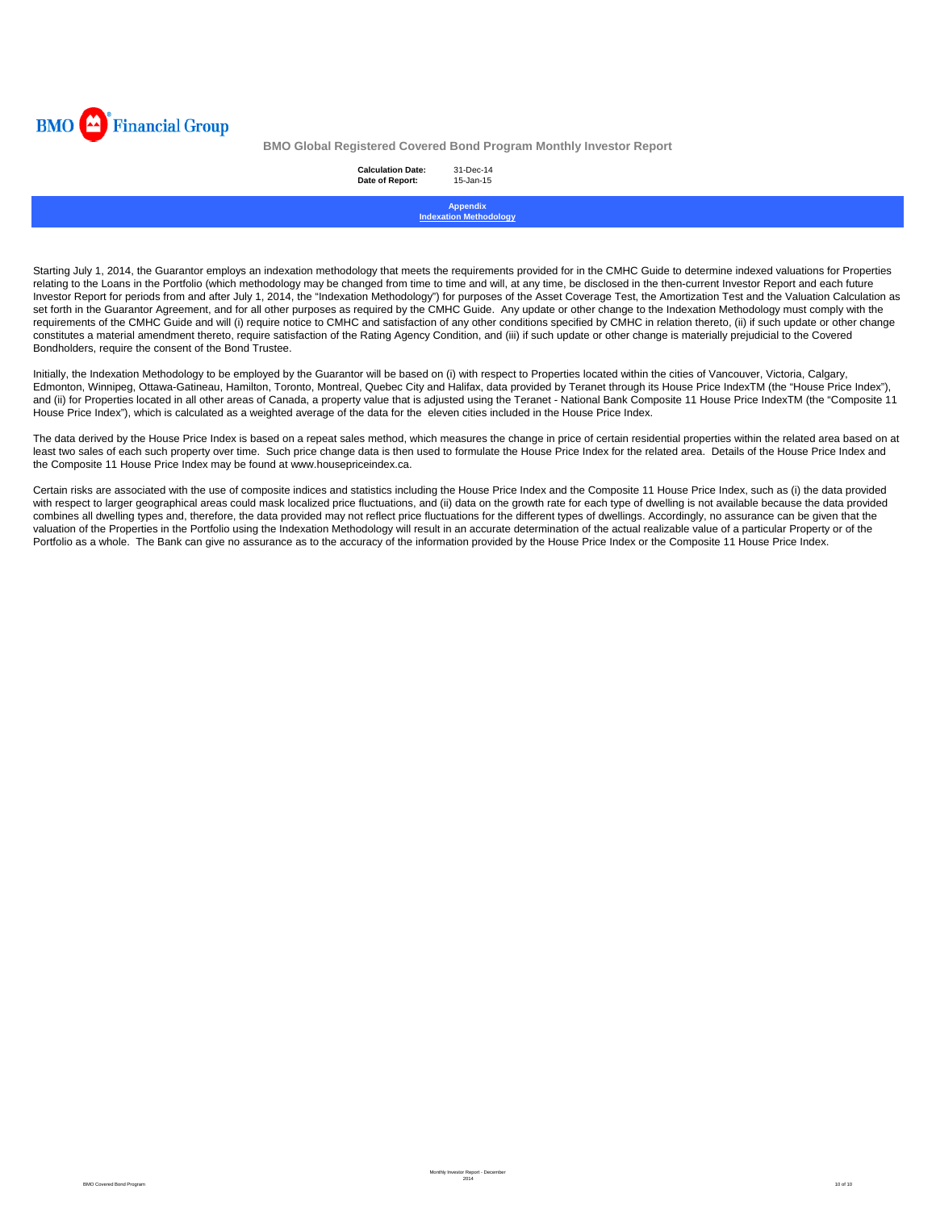BMO Financial Group

**BMO Global Registered Covered Bond Program Monthly Investor Report**

| | |
|---|---|
| **Calculation Date:** | 31-Dec-14 |
| **Date of Report:** | 15-Jan-15 |

## Appendix
## Indexation Methodology

Starting July 1, 2014, the Guarantor employs an indexation methodology that meets the requirements provided for in the CMHC Guide to determine indexed valuations for Properties relating to the Loans in the Portfolio (which methodology may be changed from time to time and will, at any time, be disclosed in the then-current Investor Report and each future Investor Report for periods from and after July 1, 2014, the "Indexation Methodology") for purposes of the Asset Coverage Test, the Amortization Test and the Valuation Calculation as set forth in the Guarantor Agreement, and for all other purposes as required by the CMHC Guide. Any update or other change to the Indexation Methodology must comply with the requirements of the CMHC Guide and will (i) require notice to CMHC and satisfaction of any other conditions specified by CMHC in relation thereto, (ii) if such update or other change constitutes a material amendment thereto, require satisfaction of the Rating Agency Condition, and (iii) if such update or other change is materially prejudicial to the Covered Bondholders, require the consent of the Bond Trustee.

Initially, the Indexation Methodology to be employed by the Guarantor will be based on (i) with respect to Properties located within the cities of Vancouver, Victoria, Calgary, Edmonton, Winnipeg, Ottawa-Gatineau, Hamilton, Toronto, Montreal, Quebec City and Halifax, data provided by Teranet through its House Price IndexTM (the "House Price Index"), and (ii) for Properties located in all other areas of Canada, a property value that is adjusted using the Teranet - National Bank Composite 11 House Price IndexTM (the "Composite 11 House Price Index"), which is calculated as a weighted average of the data for the eleven cities included in the House Price Index.

The data derived by the House Price Index is based on a repeat sales method, which measures the change in price of certain residential properties within the related area based on at least two sales of each such property over time. Such price change data is then used to formulate the House Price Index for the related area. Details of the House Price Index and the Composite 11 House Price Index may be found at www.housepriceindex.ca.

Certain risks are associated with the use of composite indices and statistics including the House Price Index and the Composite 11 House Price Index, such as (i) the data provided with respect to larger geographical areas could mask localized price fluctuations, and (ii) data on the growth rate for each type of dwelling is not available because the data provided combines all dwelling types and, therefore, the data provided may not reflect price fluctuations for the different types of dwellings. Accordingly, no assurance can be given that the valuation of the Properties in the Portfolio using the Indexation Methodology will result in an accurate determination of the actual realizable value of a particular Property or of the Portfolio as a whole. The Bank can give no assurance as to the accuracy of the information provided by the House Price Index or the Composite 11 House Price Index.